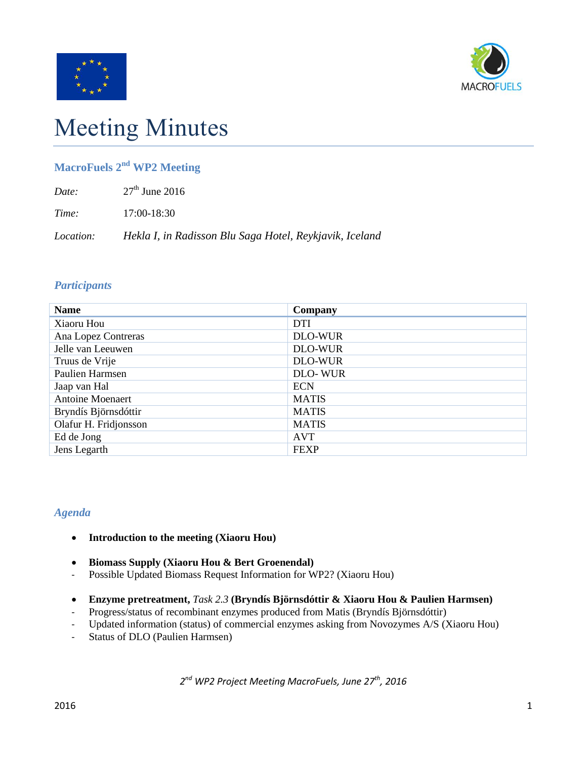# Meeting Minutes

## MacroFuels 2nd WP2 Meeting

*Date:* 27th June 2016

*Time:* 17:00-18:30

*Location:* *Hekla I, in Radisson Blu Saga Hotel, Reykjavik, Iceland*

### *Participants*

| Name | Company |
|---|---|
| Xiaoru Hou | DTI |
| Ana Lopez Contreras | DLO-WUR |
| Jelle van Leeuwen | DLO-WUR |
| Truus de Vrije | DLO-WUR |
| Paulien Harmsen | DLO- WUR |
| Jaap van Hal | ECN |
| Antoine Moenaert | MATIS |
| Bryndís Björnsdóttir | MATIS |
| Olafur H. Fridjonsson | MATIS |
| Ed de Jong | AVT |
| Jens Legarth | FEXP |

### *Agenda*

- **Introduction to the meeting (Xiaoru Hou)**

- **Biomass Supply (Xiaoru Hou & Bert Groenendal)**
- Possible Updated Biomass Request Information for WP2? (Xiaoru Hou)

- **Enzyme pretreatment,** *Task 2.3* **(Bryndís Björnsdóttir & Xiaoru Hou & Paulien Harmsen)**
- Progress/status of recombinant enzymes produced from Matis (Bryndís Björnsdóttir)
- Updated information (status) of commercial enzymes asking from Novozymes A/S (Xiaoru Hou)
- Status of DLO (Paulien Harmsen)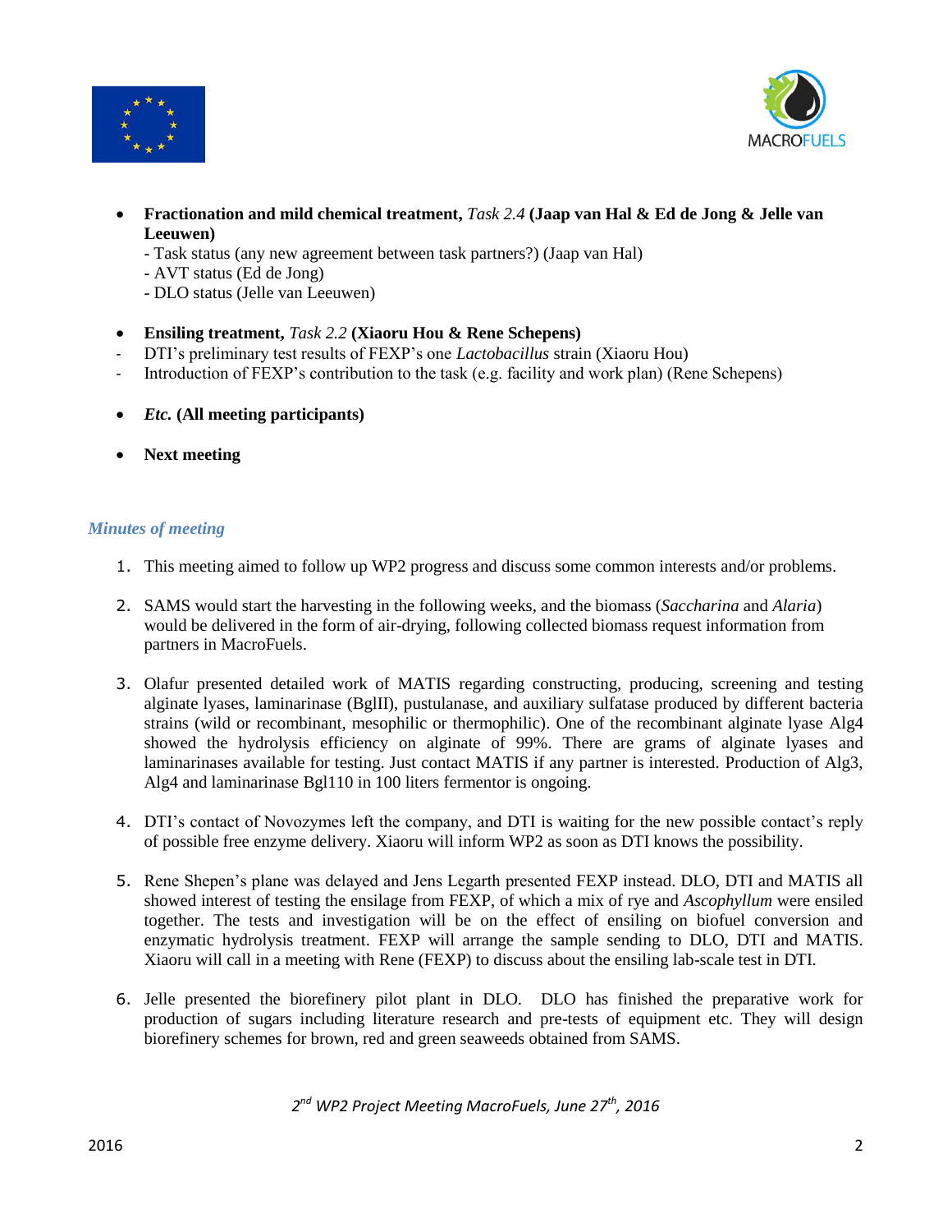- **Fractionation and mild chemical treatment,** *Task 2.4* **(Jaap van Hal & Ed de Jong & Jelle van Leeuwen)**
  - Task status (any new agreement between task partners?) (Jaap van Hal)
  - AVT status (Ed de Jong)
  - DLO status (Jelle van Leeuwen)

- **Ensiling treatment,** *Task 2.2* **(Xiaoru Hou & Rene Schepens)**
  - DTI's preliminary test results of FEXP's one *Lactobacillus* strain (Xiaoru Hou)
  - Introduction of FEXP's contribution to the task (e.g. facility and work plan) (Rene Schepens)

- ***Etc.*** **(All meeting participants)**

- **Next meeting**

### *Minutes of meeting*

1. This meeting aimed to follow up WP2 progress and discuss some common interests and/or problems.

2. SAMS would start the harvesting in the following weeks, and the biomass (*Saccharina* and *Alaria*) would be delivered in the form of air-drying, following collected biomass request information from partners in MacroFuels.

3. Olafur presented detailed work of MATIS regarding constructing, producing, screening and testing alginate lyases, laminarinase (BglII), pustulanase, and auxiliary sulfatase produced by different bacteria strains (wild or recombinant, mesophilic or thermophilic). One of the recombinant alginate lyase Alg4 showed the hydrolysis efficiency on alginate of 99%. There are grams of alginate lyases and laminarinases available for testing. Just contact MATIS if any partner is interested. Production of Alg3, Alg4 and laminarinase Bgl110 in 100 liters fermentor is ongoing.

4. DTI's contact of Novozymes left the company, and DTI is waiting for the new possible contact's reply of possible free enzyme delivery. Xiaoru will inform WP2 as soon as DTI knows the possibility.

5. Rene Shepen's plane was delayed and Jens Legarth presented FEXP instead. DLO, DTI and MATIS all showed interest of testing the ensilage from FEXP, of which a mix of rye and *Ascophyllum* were ensiled together. The tests and investigation will be on the effect of ensiling on biofuel conversion and enzymatic hydrolysis treatment. FEXP will arrange the sample sending to DLO, DTI and MATIS. Xiaoru will call in a meeting with Rene (FEXP) to discuss about the ensiling lab-scale test in DTI.

6. Jelle presented the biorefinery pilot plant in DLO. DLO has finished the preparative work for production of sugars including literature research and pre-tests of equipment etc. They will design biorefinery schemes for brown, red and green seaweeds obtained from SAMS.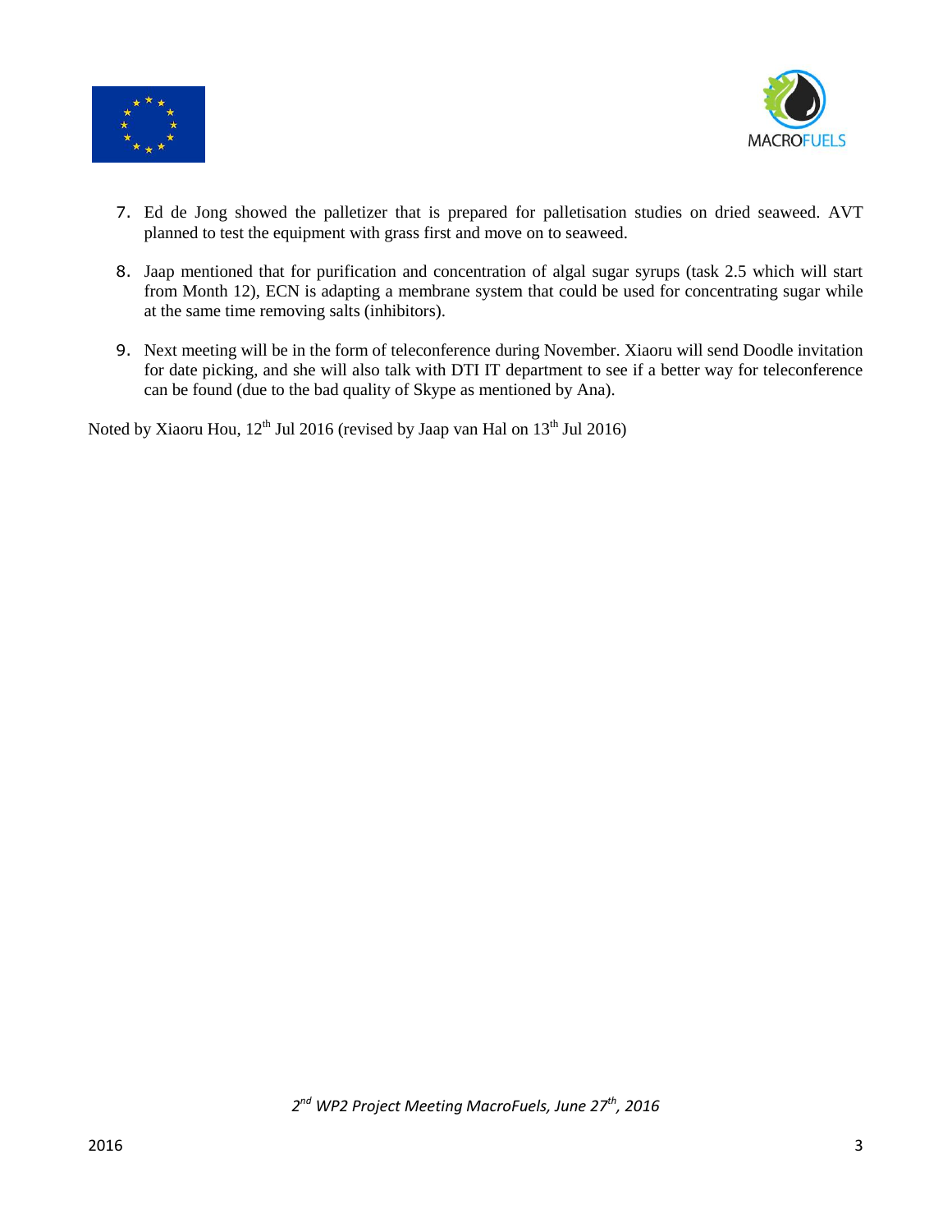7. Ed de Jong showed the palletizer that is prepared for palletisation studies on dried seaweed. AVT planned to test the equipment with grass first and move on to seaweed.

8. Jaap mentioned that for purification and concentration of algal sugar syrups (task 2.5 which will start from Month 12), ECN is adapting a membrane system that could be used for concentrating sugar while at the same time removing salts (inhibitors).

9. Next meeting will be in the form of teleconference during November. Xiaoru will send Doodle invitation for date picking, and she will also talk with DTI IT department to see if a better way for teleconference can be found (due to the bad quality of Skype as mentioned by Ana).

Noted by Xiaoru Hou, 12th Jul 2016 (revised by Jaap van Hal on 13th Jul 2016)